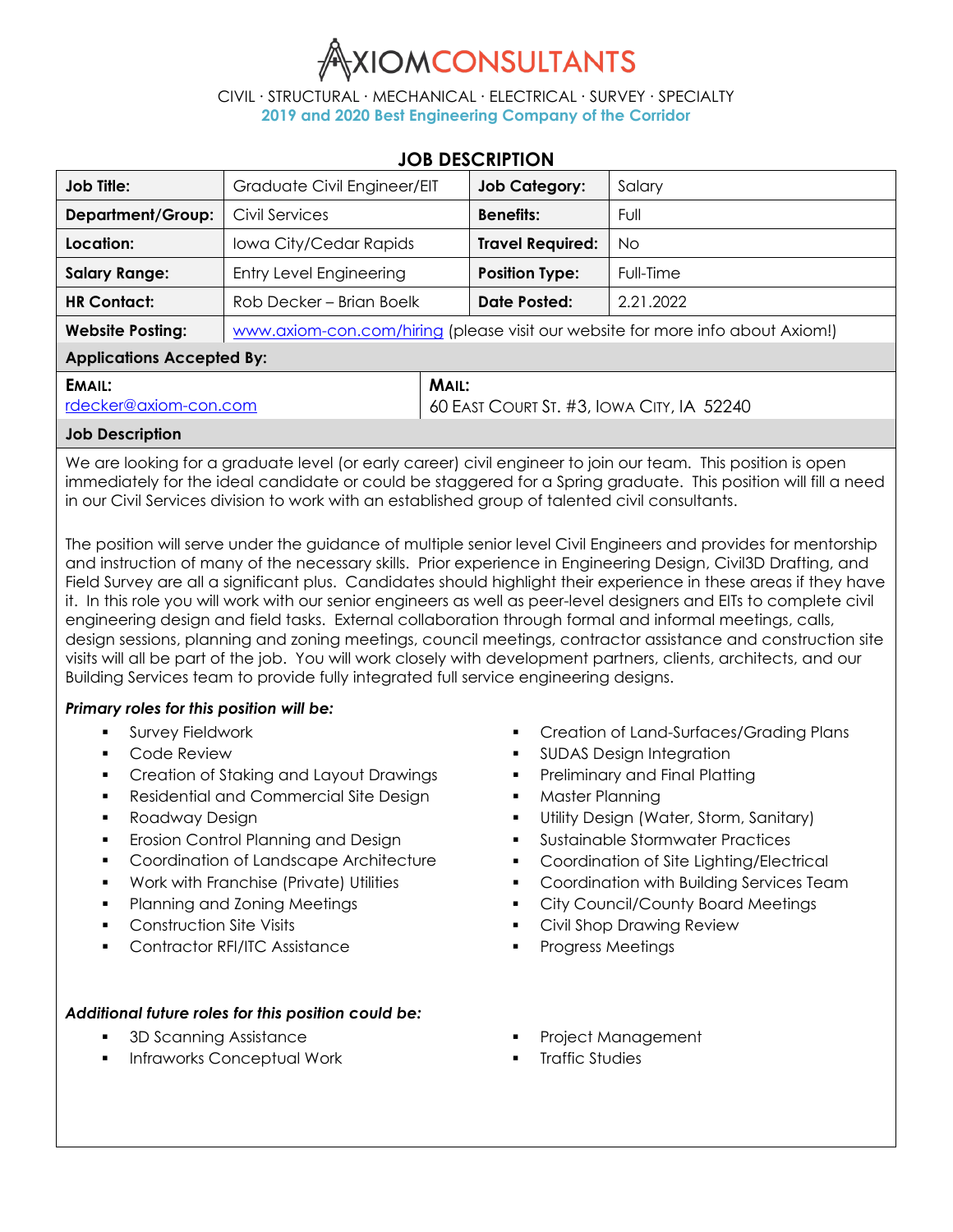# AXIOMCONSULTANTS

CIVIL · STRUCTURAL · MECHANICAL · ELECTRICAL · SURVEY · SPECIALTY

**2019 and 2020 Best Engineering Company of the Corridor**

## JOB DESCRIPTION

| | | | |
|---|---|---|---|
| **Job Title:** | Graduate Civil Engineer/EIT | **Job Category:** | Salary |
| **Department/Group:** | Civil Services | **Benefits:** | Full |
| **Location:** | Iowa City/Cedar Rapids | **Travel Required:** | No |
| **Salary Range:** | Entry Level Engineering | **Position Type:** | Full-Time |
| **HR Contact:** | Rob Decker – Brian Boelk | **Date Posted:** | 2.21.2022 |
| **Website Posting:** | www.axiom-con.com/hiring (please visit our website for more info about Axiom!) | | |

**Applications Accepted By:**

| | |
|---|---|
| **EMAIL:** rdecker@axiom-con.com | **MAIL:** 60 EAST COURT ST. #3, IOWA CITY, IA 52240 |

**Job Description**

We are looking for a graduate level (or early career) civil engineer to join our team. This position is open immediately for the ideal candidate or could be staggered for a Spring graduate. This position will fill a need in our Civil Services division to work with an established group of talented civil consultants.

The position will serve under the guidance of multiple senior level Civil Engineers and provides for mentorship and instruction of many of the necessary skills. Prior experience in Engineering Design, Civil3D Drafting, and Field Survey are all a significant plus. Candidates should highlight their experience in these areas if they have it. In this role you will work with our senior engineers as well as peer-level designers and EITs to complete civil engineering design and field tasks. External collaboration through formal and informal meetings, calls, design sessions, planning and zoning meetings, council meetings, contractor assistance and construction site visits will all be part of the job. You will work closely with development partners, clients, architects, and our Building Services team to provide fully integrated full service engineering designs.

***Primary roles for this position will be:***

- Survey Fieldwork
- Code Review
- Creation of Staking and Layout Drawings
- Residential and Commercial Site Design
- Roadway Design
- Erosion Control Planning and Design
- Coordination of Landscape Architecture
- Work with Franchise (Private) Utilities
- Planning and Zoning Meetings
- Construction Site Visits
- Contractor RFI/ITC Assistance
- Creation of Land-Surfaces/Grading Plans
- SUDAS Design Integration
- Preliminary and Final Platting
- Master Planning
- Utility Design (Water, Storm, Sanitary)
- Sustainable Stormwater Practices
- Coordination of Site Lighting/Electrical
- Coordination with Building Services Team
- City Council/County Board Meetings
- Civil Shop Drawing Review
- Progress Meetings

***Additional future roles for this position could be:***

- 3D Scanning Assistance
- Infraworks Conceptual Work
- Project Management
- Traffic Studies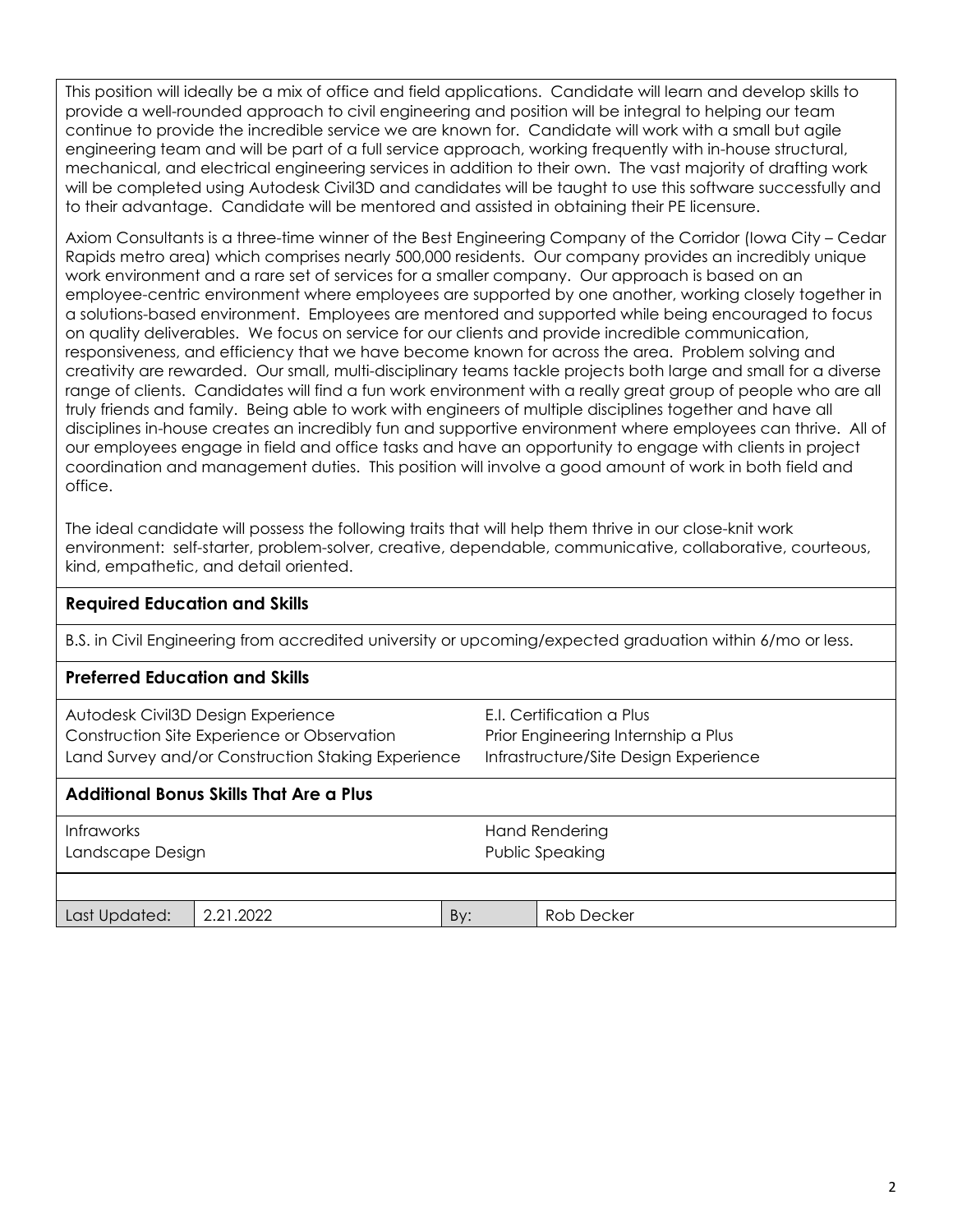This position will ideally be a mix of office and field applications. Candidate will learn and develop skills to provide a well-rounded approach to civil engineering and position will be integral to helping our team continue to provide the incredible service we are known for. Candidate will work with a small but agile engineering team and will be part of a full service approach, working frequently with in-house structural, mechanical, and electrical engineering services in addition to their own. The vast majority of drafting work will be completed using Autodesk Civil3D and candidates will be taught to use this software successfully and to their advantage. Candidate will be mentored and assisted in obtaining their PE licensure.

Axiom Consultants is a three-time winner of the Best Engineering Company of the Corridor (Iowa City – Cedar Rapids metro area) which comprises nearly 500,000 residents. Our company provides an incredibly unique work environment and a rare set of services for a smaller company. Our approach is based on an employee-centric environment where employees are supported by one another, working closely together in a solutions-based environment. Employees are mentored and supported while being encouraged to focus on quality deliverables. We focus on service for our clients and provide incredible communication, responsiveness, and efficiency that we have become known for across the area. Problem solving and creativity are rewarded. Our small, multi-disciplinary teams tackle projects both large and small for a diverse range of clients. Candidates will find a fun work environment with a really great group of people who are all truly friends and family. Being able to work with engineers of multiple disciplines together and have all disciplines in-house creates an incredibly fun and supportive environment where employees can thrive. All of our employees engage in field and office tasks and have an opportunity to engage with clients in project coordination and management duties. This position will involve a good amount of work in both field and office.

The ideal candidate will possess the following traits that will help them thrive in our close-knit work environment: self-starter, problem-solver, creative, dependable, communicative, collaborative, courteous, kind, empathetic, and detail oriented.

**Required Education and Skills**

B.S. in Civil Engineering from accredited university or upcoming/expected graduation within 6/mo or less.

**Preferred Education and Skills**

| | |
|---|---|
| Autodesk Civil3D Design Experience | E.I. Certification a Plus |
| Construction Site Experience or Observation | Prior Engineering Internship a Plus |
| Land Survey and/or Construction Staking Experience | Infrastructure/Site Design Experience |

**Additional Bonus Skills That Are a Plus**

| | |
|---|---|
| Infraworks | Hand Rendering |
| Landscape Design | Public Speaking |

| | | | |
|---|---|---|---|
| Last Updated: | 2.21.2022 | By: | Rob Decker |